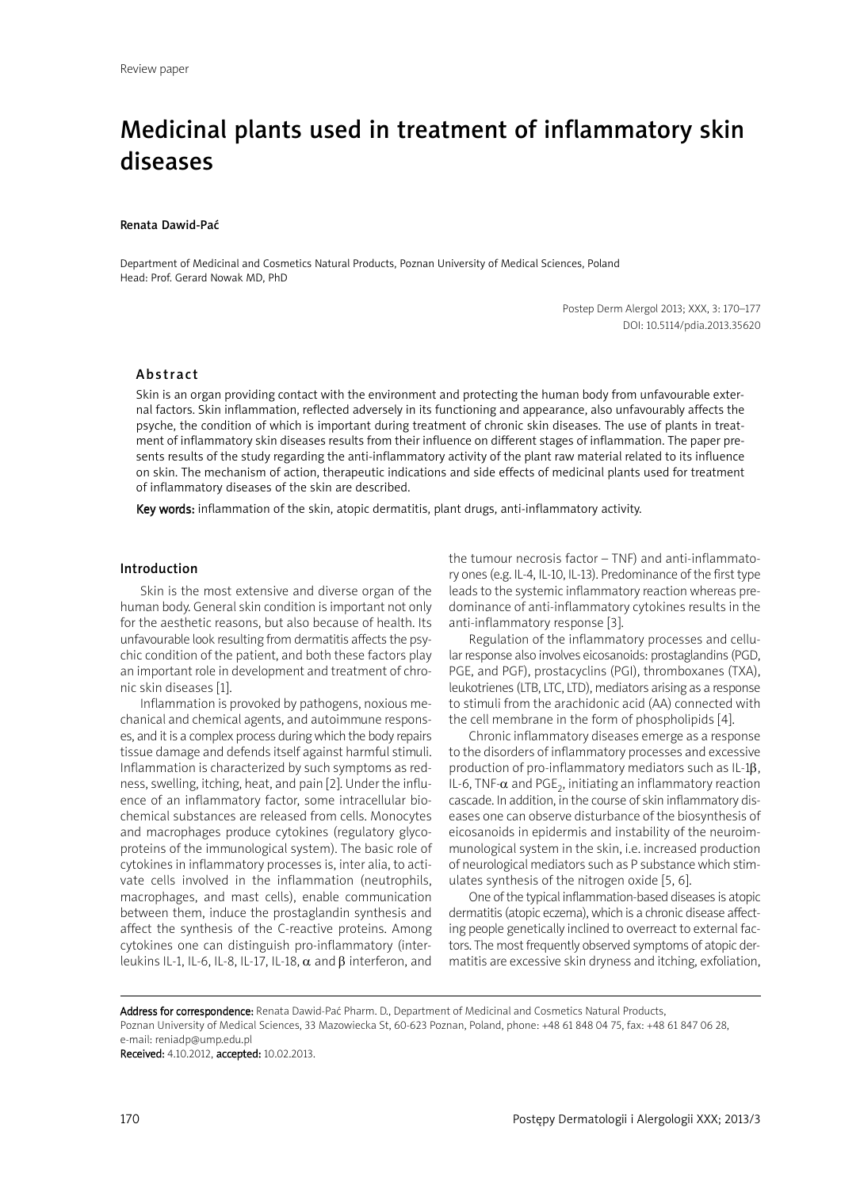Review paper

# Medicinal plants used in treatment of inflammatory skin diseases

**Renata Dawid-Pać**

Department of Medicinal and Cosmetics Natural Products, Poznan University of Medical Sciences, Poland
Head: Prof. Gerard Nowak MD, PhD

Postep Derm Alergol 2013; XXX, 3: 170–177
DOI: 10.5114/pdia.2013.35620

## Abstract

Skin is an organ providing contact with the environment and protecting the human body from unfavourable external factors. Skin inflammation, reflected adversely in its functioning and appearance, also unfavourably affects the psyche, the condition of which is important during treatment of chronic skin diseases. The use of plants in treatment of inflammatory skin diseases results from their influence on different stages of inflammation. The paper presents results of the study regarding the anti-inflammatory activity of the plant raw material related to its influence on skin. The mechanism of action, therapeutic indications and side effects of medicinal plants used for treatment of inflammatory diseases of the skin are described.

**Key words:** inflammation of the skin, atopic dermatitis, plant drugs, anti-inflammatory activity.

## Introduction

Skin is the most extensive and diverse organ of the human body. General skin condition is important not only for the aesthetic reasons, but also because of health. Its unfavourable look resulting from dermatitis affects the psychic condition of the patient, and both these factors play an important role in development and treatment of chronic skin diseases [1].

Inflammation is provoked by pathogens, noxious mechanical and chemical agents, and autoimmune responses, and it is a complex process during which the body repairs tissue damage and defends itself against harmful stimuli. Inflammation is characterized by such symptoms as redness, swelling, itching, heat, and pain [2]. Under the influence of an inflammatory factor, some intracellular biochemical substances are released from cells. Monocytes and macrophages produce cytokines (regulatory glycoproteins of the immunological system). The basic role of cytokines in inflammatory processes is, inter alia, to activate cells involved in the inflammation (neutrophils, macrophages, and mast cells), enable communication between them, induce the prostaglandin synthesis and affect the synthesis of the C-reactive proteins. Among cytokines one can distinguish pro-inflammatory (interleukins IL-1, IL-6, IL-8, IL-17, IL-18, $\alpha$ and $\beta$ interferon, and the tumour necrosis factor – TNF) and anti-inflammatory ones (e.g. IL-4, IL-10, IL-13). Predominance of the first type leads to the systemic inflammatory reaction whereas predominance of anti-inflammatory cytokines results in the anti-inflammatory response [3].

Regulation of the inflammatory processes and cellular response also involves eicosanoids: prostaglandins (PGD, PGE, and PGF), prostacyclins (PGI), thromboxanes (TXA), leukotrienes (LTB, LTC, LTD), mediators arising as a response to stimuli from the arachidonic acid (AA) connected with the cell membrane in the form of phospholipids [4].

Chronic inflammatory diseases emerge as a response to the disorders of inflammatory processes and excessive production of pro-inflammatory mediators such as IL-1$\beta$, IL-6, TNF-$\alpha$ and $PGE_2$, initiating an inflammatory reaction cascade. In addition, in the course of skin inflammatory diseases one can observe disturbance of the biosynthesis of eicosanoids in epidermis and instability of the neuroimmunological system in the skin, i.e. increased production of neurological mediators such as P substance which stimulates synthesis of the nitrogen oxide [5, 6].

One of the typical inflammation-based diseases is atopic dermatitis (atopic eczema), which is a chronic disease affecting people genetically inclined to overreact to external factors. The most frequently observed symptoms of atopic dermatitis are excessive skin dryness and itching, exfoliation,

**Address for correspondence:** Renata Dawid-Pać Pharm. D., Department of Medicinal and Cosmetics Natural Products, Poznan University of Medical Sciences, 33 Mazowiecka St, 60-623 Poznan, Poland, phone: +48 61 848 04 75, fax: +48 61 847 06 28, e-mail: reniadp@ump.edu.pl
**Received:** 4.10.2012, **accepted:** 10.02.2013.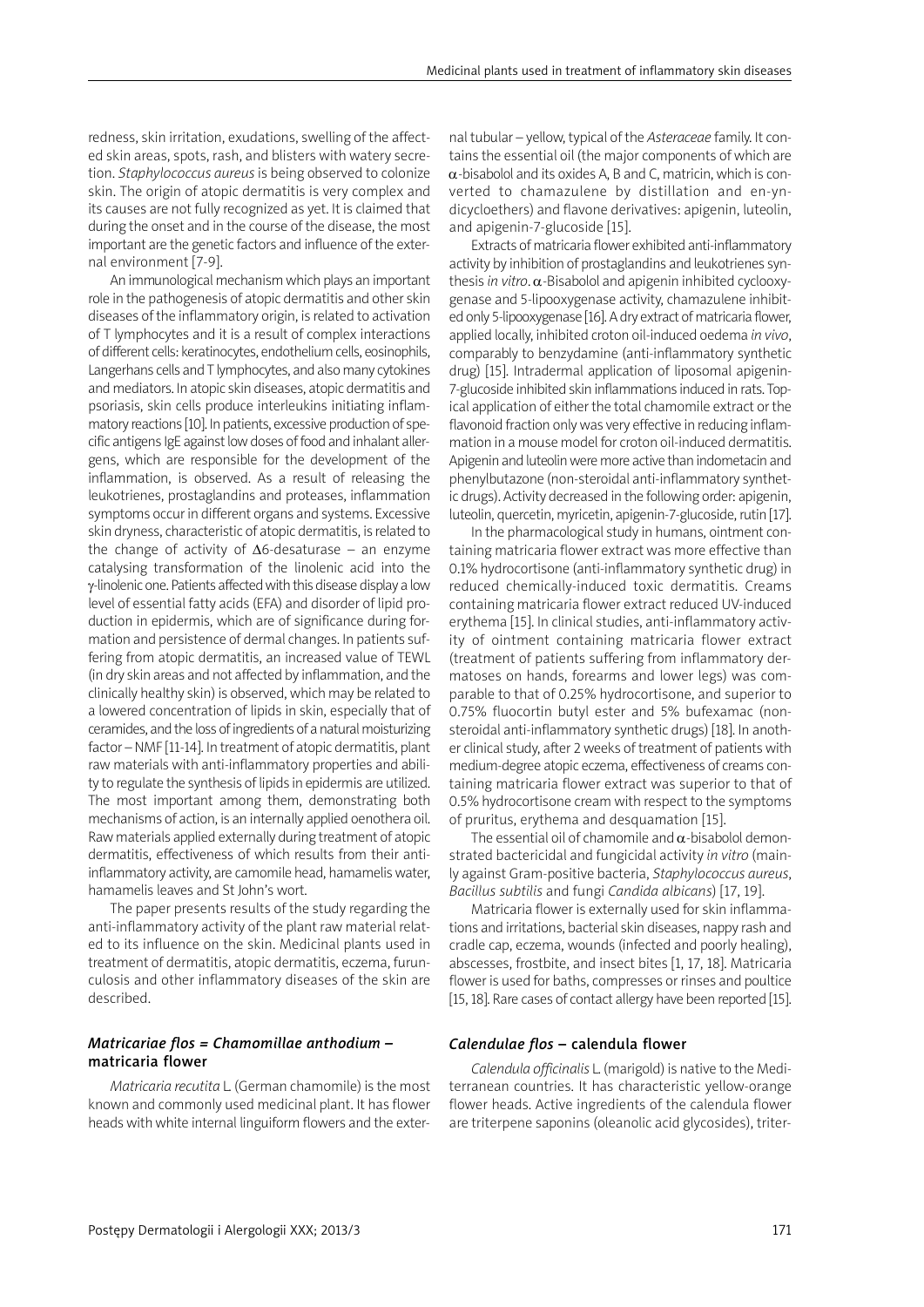redness, skin irritation, exudations, swelling of the affected skin areas, spots, rash, and blisters with watery secretion. *Staphylococcus aureus* is being observed to colonize skin. The origin of atopic dermatitis is very complex and its causes are not fully recognized as yet. It is claimed that during the onset and in the course of the disease, the most important are the genetic factors and influence of the external environment [7-9].

An immunological mechanism which plays an important role in the pathogenesis of atopic dermatitis and other skin diseases of the inflammatory origin, is related to activation of T lymphocytes and it is a result of complex interactions of different cells: keratinocytes, endothelium cells, eosinophils, Langerhans cells and T lymphocytes, and also many cytokines and mediators. In atopic skin diseases, atopic dermatitis and psoriasis, skin cells produce interleukins initiating inflammatory reactions [10]. In patients, excessive production of specific antigens IgE against low doses of food and inhalant allergens, which are responsible for the development of the inflammation, is observed. As a result of releasing the leukotrienes, prostaglandins and proteases, inflammation symptoms occur in different organs and systems. Excessive skin dryness, characteristic of atopic dermatitis, is related to the change of activity of $\Delta$6-desaturase – an enzyme catalysing transformation of the linolenic acid into the $\gamma$-linolenic one. Patients affected with this disease display a low level of essential fatty acids (EFA) and disorder of lipid production in epidermis, which are of significance during formation and persistence of dermal changes. In patients suffering from atopic dermatitis, an increased value of TEWL (in dry skin areas and not affected by inflammation, and the clinically healthy skin) is observed, which may be related to a lowered concentration of lipids in skin, especially that of ceramides, and the loss of ingredients of a natural moisturizing factor – NMF [11-14]. In treatment of atopic dermatitis, plant raw materials with anti-inflammatory properties and ability to regulate the synthesis of lipids in epidermis are utilized. The most important among them, demonstrating both mechanisms of action, is an internally applied oenothera oil. Raw materials applied externally during treatment of atopic dermatitis, effectiveness of which results from their anti-inflammatory activity, are camomile head, hamamelis water, hamamelis leaves and St John's wort.

The paper presents results of the study regarding the anti-inflammatory activity of the plant raw material related to its influence on the skin. Medicinal plants used in treatment of dermatitis, atopic dermatitis, eczema, furunculosis and other inflammatory diseases of the skin are described.

## *Matricariae flos = Chamomillae anthodium* – matricaria flower

*Matricaria recutita* L. (German chamomile) is the most known and commonly used medicinal plant. It has flower heads with white internal linguiform flowers and the external tubular – yellow, typical of the *Asteraceae* family. It contains the essential oil (the major components of which are $\alpha$-bisabolol and its oxides A, B and C, matricin, which is converted to chamazulene by distillation and en-yn-dicycloethers) and flavone derivatives: apigenin, luteolin, and apigenin-7-glucoside [15].

Extracts of matricaria flower exhibited anti-inflammatory activity by inhibition of prostaglandins and leukotrienes synthesis *in vitro*. $\alpha$-Bisabolol and apigenin inhibited cyclooxygenase and 5-lipooxygenase activity, chamazulene inhibited only 5-lipooxygenase [16]. A dry extract of matricaria flower, applied locally, inhibited croton oil-induced oedema *in vivo*, comparably to benzydamine (anti-inflammatory synthetic drug) [15]. Intradermal application of liposomal apigenin-7-glucoside inhibited skin inflammations induced in rats. Topical application of either the total chamomile extract or the flavonoid fraction only was very effective in reducing inflammation in a mouse model for croton oil-induced dermatitis. Apigenin and luteolin were more active than indometacin and phenylbutazone (non-steroidal anti-inflammatory synthetic drugs). Activity decreased in the following order: apigenin, luteolin, quercetin, myricetin, apigenin-7-glucoside, rutin [17].

In the pharmacological study in humans, ointment containing matricaria flower extract was more effective than 0.1% hydrocortisone (anti-inflammatory synthetic drug) in reduced chemically-induced toxic dermatitis. Creams containing matricaria flower extract reduced UV-induced erythema [15]. In clinical studies, anti-inflammatory activity of ointment containing matricaria flower extract (treatment of patients suffering from inflammatory dermatoses on hands, forearms and lower legs) was comparable to that of 0.25% hydrocortisone, and superior to 0.75% fluocortin butyl ester and 5% bufexamac (non-steroidal anti-inflammatory synthetic drugs) [18]. In another clinical study, after 2 weeks of treatment of patients with medium-degree atopic eczema, effectiveness of creams containing matricaria flower extract was superior to that of 0.5% hydrocortisone cream with respect to the symptoms of pruritus, erythema and desquamation [15].

The essential oil of chamomile and $\alpha$-bisabolol demonstrated bactericidal and fungicidal activity *in vitro* (mainly against Gram-positive bacteria, *Staphylococcus aureus*, *Bacillus subtilis* and fungi *Candida albicans*) [17, 19].

Matricaria flower is externally used for skin inflammations and irritations, bacterial skin diseases, nappy rash and cradle cap, eczema, wounds (infected and poorly healing), abscesses, frostbite, and insect bites [1, 17, 18]. Matricaria flower is used for baths, compresses or rinses and poultice [15, 18]. Rare cases of contact allergy have been reported [15].

## *Calendulae flos* – calendula flower

*Calendula officinalis* L. (marigold) is native to the Mediterranean countries. It has characteristic yellow-orange flower heads. Active ingredients of the calendula flower are triterpene saponins (oleanolic acid glycosides), triter-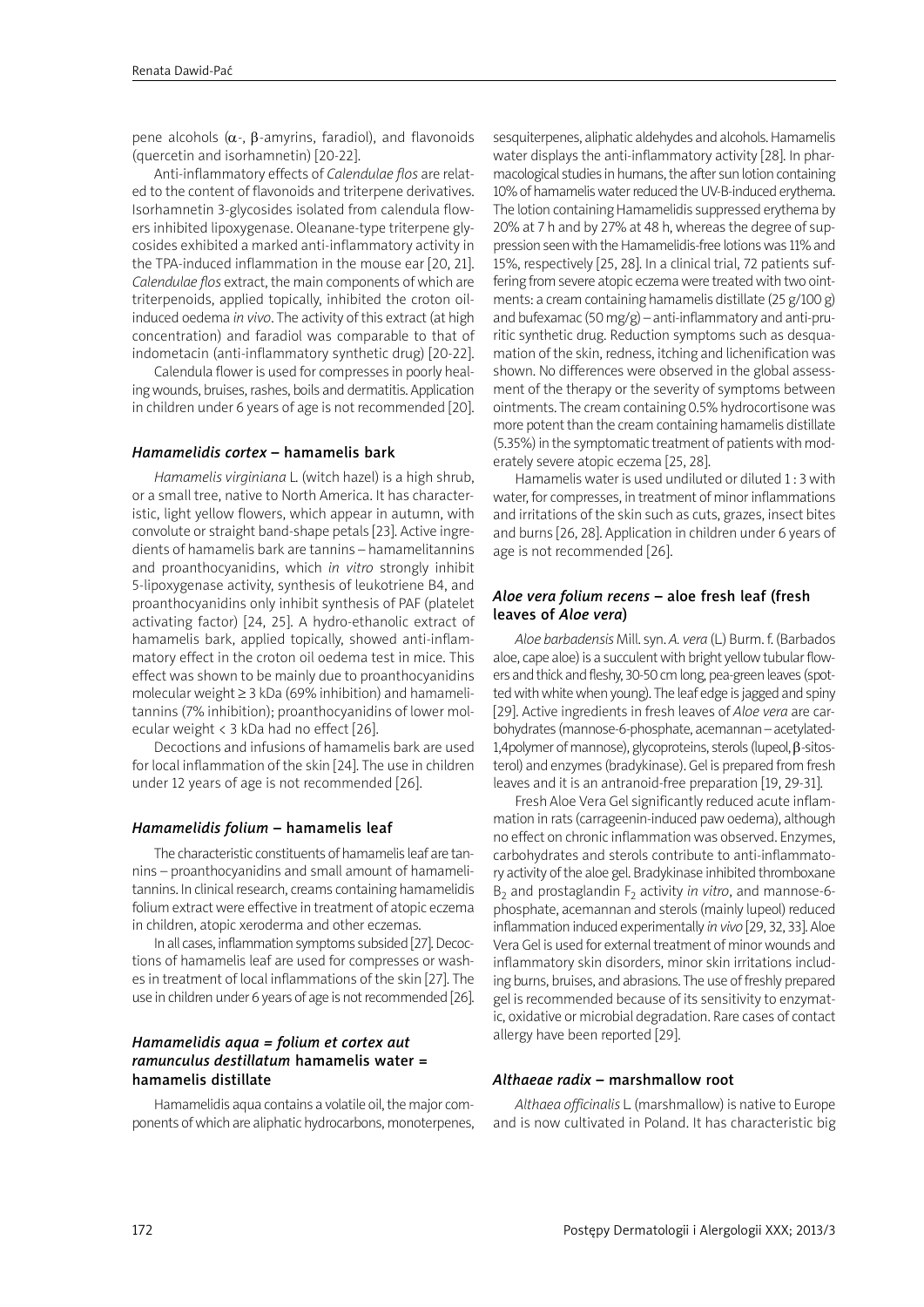pene alcohols ($\alpha$-, $\beta$-amyrins, faradiol), and flavonoids (quercetin and isorhamnetin) [20-22].

Anti-inflammatory effects of *Calendulae flos* are related to the content of flavonoids and triterpene derivatives. Isorhamnetin 3-glycosides isolated from calendula flowers inhibited lipoxygenase. Oleanane-type triterpene glycosides exhibited a marked anti-inflammatory activity in the TPA-induced inflammation in the mouse ear [20, 21]. *Calendulae flos* extract, the main components of which are triterpenoids, applied topically, inhibited the croton oil-induced oedema *in vivo*. The activity of this extract (at high concentration) and faradiol was comparable to that of indometacin (anti-inflammatory synthetic drug) [20-22].

Calendula flower is used for compresses in poorly healing wounds, bruises, rashes, boils and dermatitis. Application in children under 6 years of age is not recommended [20].

### *Hamamelidis cortex* – hamamelis bark

*Hamamelis virginiana* L. (witch hazel) is a high shrub, or a small tree, native to North America. It has characteristic, light yellow flowers, which appear in autumn, with convolute or straight band-shape petals [23]. Active ingredients of hamamelis bark are tannins – hamamelitannins and proanthocyanidins, which *in vitro* strongly inhibit 5-lipoxygenase activity, synthesis of leukotriene B4, and proanthocyanidins only inhibit synthesis of PAF (platelet activating factor) [24, 25]. A hydro-ethanolic extract of hamamelis bark, applied topically, showed anti-inflammatory effect in the croton oil oedema test in mice. This effect was shown to be mainly due to proanthocyanidins molecular weight ≥ 3 kDa (69% inhibition) and hamamelitannins (7% inhibition); proanthocyanidins of lower molecular weight < 3 kDa had no effect [26].

Decoctions and infusions of hamamelis bark are used for local inflammation of the skin [24]. The use in children under 12 years of age is not recommended [26].

### *Hamamelidis folium* – hamamelis leaf

The characteristic constituents of hamamelis leaf are tannins – proanthocyanidins and small amount of hamamelitannins. In clinical research, creams containing hamamelidis folium extract were effective in treatment of atopic eczema in children, atopic xeroderma and other eczemas.

In all cases, inflammation symptoms subsided [27]. Decoctions of hamamelis leaf are used for compresses or washes in treatment of local inflammations of the skin [27]. The use in children under 6 years of age is not recommended [26].

### *Hamamelidis aqua = folium et cortex aut ramunculus destillatum* hamamelis water = hamamelis distillate

Hamamelidis aqua contains a volatile oil, the major components of which are aliphatic hydrocarbons, monoterpenes, sesquiterpenes, aliphatic aldehydes and alcohols. Hamamelis water displays the anti-inflammatory activity [28]. In pharmacological studies in humans, the after sun lotion containing 10% of hamamelis water reduced the UV-B-induced erythema. The lotion containing Hamamelidis suppressed erythema by 20% at 7 h and by 27% at 48 h, whereas the degree of suppression seen with the Hamamelidis-free lotions was 11% and 15%, respectively [25, 28]. In a clinical trial, 72 patients suffering from severe atopic eczema were treated with two ointments: a cream containing hamamelis distillate (25 g/100 g) and bufexamac (50 mg/g) – anti-inflammatory and anti-pruritic synthetic drug. Reduction symptoms such as desquamation of the skin, redness, itching and lichenification was shown. No differences were observed in the global assessment of the therapy or the severity of symptoms between ointments. The cream containing 0.5% hydrocortisone was more potent than the cream containing hamamelis distillate (5.35%) in the symptomatic treatment of patients with moderately severe atopic eczema [25, 28].

Hamamelis water is used undiluted or diluted 1 : 3 with water, for compresses, in treatment of minor inflammations and irritations of the skin such as cuts, grazes, insect bites and burns [26, 28]. Application in children under 6 years of age is not recommended [26].

### *Aloe vera folium recens* – aloe fresh leaf (fresh leaves of *Aloe vera*)

*Aloe barbadensis* Mill. syn. *A. vera* (L.) Burm. f. (Barbados aloe, cape aloe) is a succulent with bright yellow tubular flowers and thick and fleshy, 30-50 cm long, pea-green leaves (spotted with white when young). The leaf edge is jagged and spiny [29]. Active ingredients in fresh leaves of *Aloe vera* are carbohydrates (mannose-6-phosphate, acemannan – acetylated-1,4polymer of mannose), glycoproteins, sterols (lupeol, $\beta$-sitosterol) and enzymes (bradykinase). Gel is prepared from fresh leaves and it is an antranoid-free preparation [19, 29-31].

Fresh Aloe Vera Gel significantly reduced acute inflammation in rats (carrageenin-induced paw oedema), although no effect on chronic inflammation was observed. Enzymes, carbohydrates and sterols contribute to anti-inflammatory activity of the aloe gel. Bradykinase inhibited thromboxane $B_2$ and prostaglandin $F_2$ activity *in vitro*, and mannose-6-phosphate, acemannan and sterols (mainly lupeol) reduced inflammation induced experimentally *in vivo* [29, 32, 33]. Aloe Vera Gel is used for external treatment of minor wounds and inflammatory skin disorders, minor skin irritations including burns, bruises, and abrasions. The use of freshly prepared gel is recommended because of its sensitivity to enzymatic, oxidative or microbial degradation. Rare cases of contact allergy have been reported [29].

### *Althaeae radix* – marshmallow root

*Althaea officinalis* L. (marshmallow) is native to Europe and is now cultivated in Poland. It has characteristic big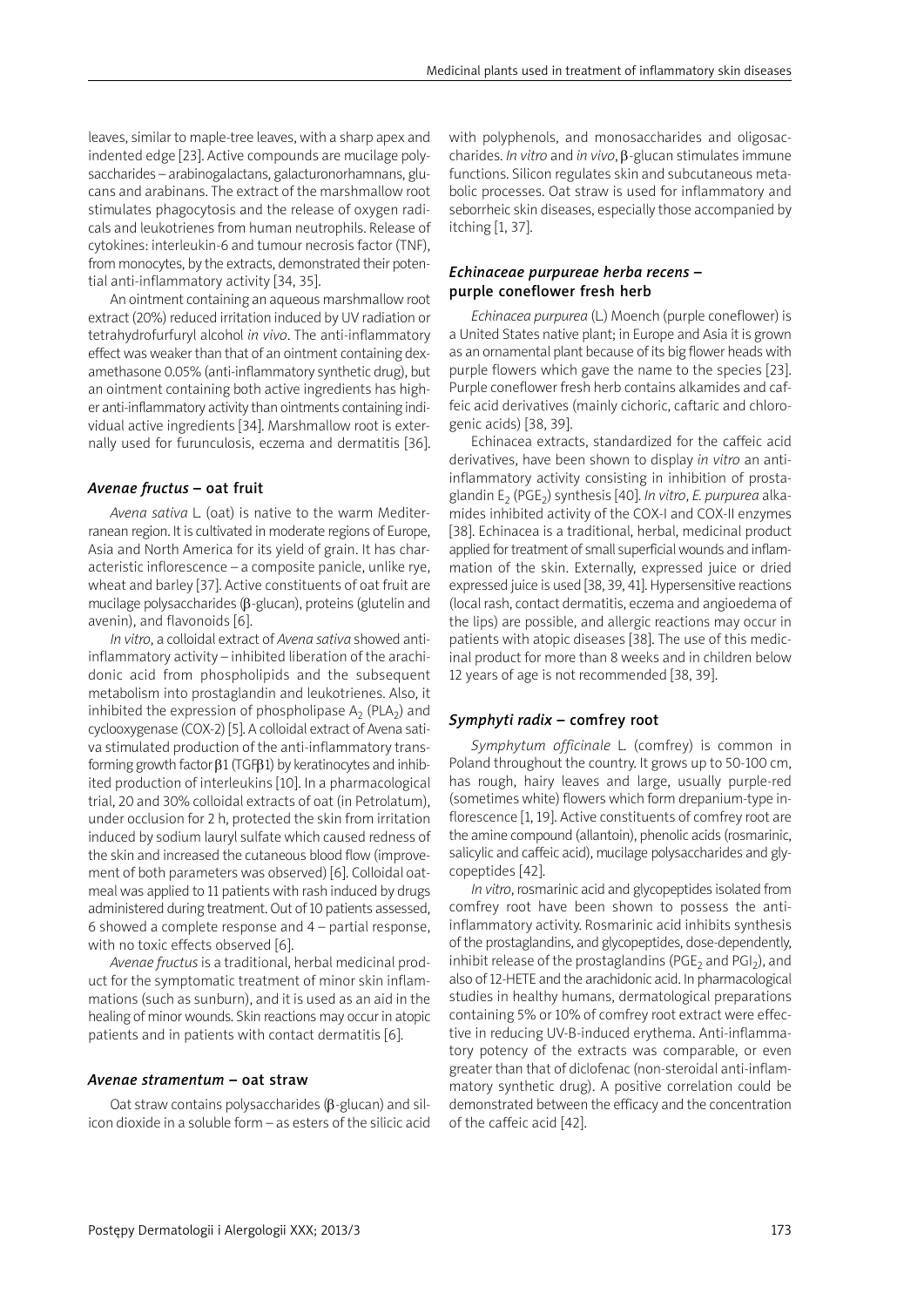leaves, similar to maple-tree leaves, with a sharp apex and indented edge [23]. Active compounds are mucilage polysaccharides – arabinogalactans, galacturonorhamnans, glucans and arabinans. The extract of the marshmallow root stimulates phagocytosis and the release of oxygen radicals and leukotrienes from human neutrophils. Release of cytokines: interleukin-6 and tumour necrosis factor (TNF), from monocytes, by the extracts, demonstrated their potential anti-inflammatory activity [34, 35].

An ointment containing an aqueous marshmallow root extract (20%) reduced irritation induced by UV radiation or tetrahydrofurfuryl alcohol *in vivo*. The anti-inflammatory effect was weaker than that of an ointment containing dexamethasone 0.05% (anti-inflammatory synthetic drug), but an ointment containing both active ingredients has higher anti-inflammatory activity than ointments containing individual active ingredients [34]. Marshmallow root is externally used for furunculosis, eczema and dermatitis [36].

### *Avenae fructus* – oat fruit

*Avena sativa* L. (oat) is native to the warm Mediterranean region. It is cultivated in moderate regions of Europe, Asia and North America for its yield of grain. It has characteristic inflorescence – a composite panicle, unlike rye, wheat and barley [37]. Active constituents of oat fruit are mucilage polysaccharides (β-glucan), proteins (glutelin and avenin), and flavonoids [6].

*In vitro*, a colloidal extract of *Avena sativa* showed anti-inflammatory activity – inhibited liberation of the arachidonic acid from phospholipids and the subsequent metabolism into prostaglandin and leukotrienes. Also, it inhibited the expression of phospholipase $A_2$ ($PLA_2$) and cyclooxygenase (COX-2) [5]. A colloidal extract of Avena sativa stimulated production of the anti-inflammatory transforming growth factor β1 (TGFβ1) by keratinocytes and inhibited production of interleukins [10]. In a pharmacological trial, 20 and 30% colloidal extracts of oat (in Petrolatum), under occlusion for 2 h, protected the skin from irritation induced by sodium lauryl sulfate which caused redness of the skin and increased the cutaneous blood flow (improvement of both parameters was observed) [6]. Colloidal oatmeal was applied to 11 patients with rash induced by drugs administered during treatment. Out of 10 patients assessed, 6 showed a complete response and 4 – partial response, with no toxic effects observed [6].

*Avenae fructus* is a traditional, herbal medicinal product for the symptomatic treatment of minor skin inflammations (such as sunburn), and it is used as an aid in the healing of minor wounds. Skin reactions may occur in atopic patients and in patients with contact dermatitis [6].

### *Avenae stramentum* – oat straw

Oat straw contains polysaccharides (β-glucan) and silicon dioxide in a soluble form – as esters of the silicic acid with polyphenols, and monosaccharides and oligosaccharides. *In vitro* and *in vivo*, β-glucan stimulates immune functions. Silicon regulates skin and subcutaneous metabolic processes. Oat straw is used for inflammatory and seborrheic skin diseases, especially those accompanied by itching [1, 37].

### *Echinaceae purpureae herba recens* – purple coneflower fresh herb

*Echinacea purpurea* (L.) Moench (purple coneflower) is a United States native plant; in Europe and Asia it is grown as an ornamental plant because of its big flower heads with purple flowers which gave the name to the species [23]. Purple coneflower fresh herb contains alkamides and caffeic acid derivatives (mainly cichoric, caftaric and chlorogenic acids) [38, 39].

Echinacea extracts, standardized for the caffeic acid derivatives, have been shown to display *in vitro* an anti-inflammatory activity consisting in inhibition of prostaglandin $E_2$ ($PGE_2$) synthesis [40]. *In vitro*, *E. purpurea* alkamides inhibited activity of the COX-I and COX-II enzymes [38]. Echinacea is a traditional, herbal, medicinal product applied for treatment of small superficial wounds and inflammation of the skin. Externally, expressed juice or dried expressed juice is used [38, 39, 41]. Hypersensitive reactions (local rash, contact dermatitis, eczema and angioedema of the lips) are possible, and allergic reactions may occur in patients with atopic diseases [38]. The use of this medicinal product for more than 8 weeks and in children below 12 years of age is not recommended [38, 39].

### *Symphyti radix* – comfrey root

*Symphytum officinale* L. (comfrey) is common in Poland throughout the country. It grows up to 50-100 cm, has rough, hairy leaves and large, usually purple-red (sometimes white) flowers which form drepanium-type inflorescence [1, 19]. Active constituents of comfrey root are the amine compound (allantoin), phenolic acids (rosmarinic, salicylic and caffeic acid), mucilage polysaccharides and glycopeptides [42].

*In vitro*, rosmarinic acid and glycopeptides isolated from comfrey root have been shown to possess the anti-inflammatory activity. Rosmarinic acid inhibits synthesis of the prostaglandins, and glycopeptides, dose-dependently, inhibit release of the prostaglandins ($PGE_2$ and $PGI_2$), and also of 12-HETE and the arachidonic acid. In pharmacological studies in healthy humans, dermatological preparations containing 5% or 10% of comfrey root extract were effective in reducing UV-B-induced erythema. Anti-inflammatory potency of the extracts was comparable, or even greater than that of diclofenac (non-steroidal anti-inflammatory synthetic drug). A positive correlation could be demonstrated between the efficacy and the concentration of the caffeic acid [42].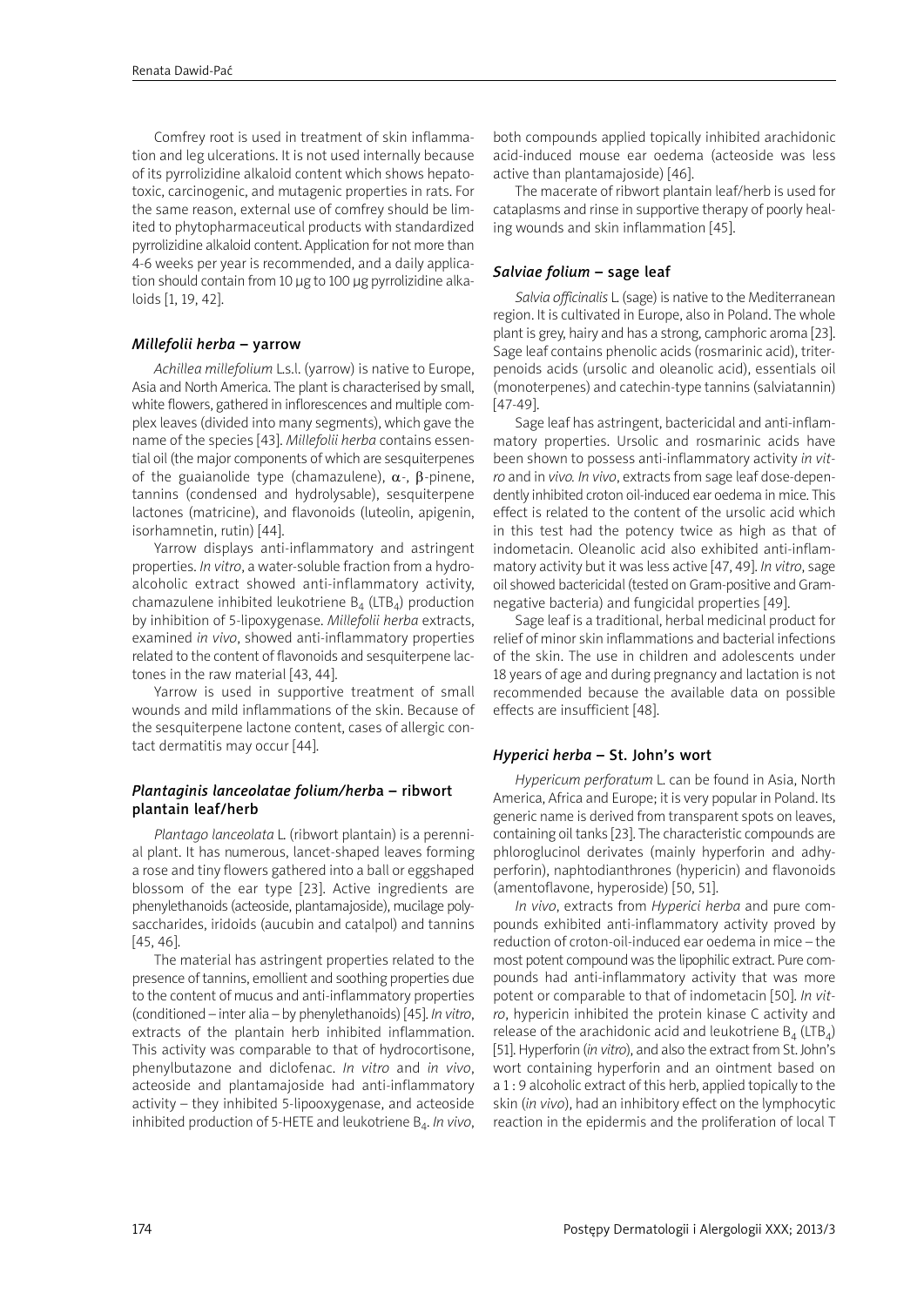Comfrey root is used in treatment of skin inflammation and leg ulcerations. It is not used internally because of its pyrrolizidine alkaloid content which shows hepatotoxic, carcinogenic, and mutagenic properties in rats. For the same reason, external use of comfrey should be limited to phytopharmaceutical products with standardized pyrrolizidine alkaloid content. Application for not more than 4-6 weeks per year is recommended, and a daily application should contain from 10 µg to 100 µg pyrrolizidine alkaloids [1, 19, 42].

### *Millefolii herba* – yarrow

*Achillea millefolium* L.s.l. (yarrow) is native to Europe, Asia and North America. The plant is characterised by small, white flowers, gathered in inflorescences and multiple complex leaves (divided into many segments), which gave the name of the species [43]. *Millefolii herba* contains essential oil (the major components of which are sesquiterpenes of the guaianolide type (chamazulene), $\alpha$-, $\beta$-pinene, tannins (condensed and hydrolysable), sesquiterpene lactones (matricine), and flavonoids (luteolin, apigenin, isorhamnetin, rutin) [44].

Yarrow displays anti-inflammatory and astringent properties. *In vitro*, a water-soluble fraction from a hydroalcoholic extract showed anti-inflammatory activity, chamazulene inhibited leukotriene $B_4$ ($LTB_4$) production by inhibition of 5-lipoxygenase. *Millefolii herba* extracts, examined *in vivo*, showed anti-inflammatory properties related to the content of flavonoids and sesquiterpene lactones in the raw material [43, 44].

Yarrow is used in supportive treatment of small wounds and mild inflammations of the skin. Because of the sesquiterpene lactone content, cases of allergic contact dermatitis may occur [44].

### *Plantaginis lanceolatae folium/herba* – ribwort plantain leaf/herb

*Plantago lanceolata* L. (ribwort plantain) is a perennial plant. It has numerous, lancet-shaped leaves forming a rose and tiny flowers gathered into a ball or eggshaped blossom of the ear type [23]. Active ingredients are phenylethanoids (acteoside, plantamajoside), mucilage polysaccharides, iridoids (aucubin and catalpol) and tannins [45, 46].

The material has astringent properties related to the presence of tannins, emollient and soothing properties due to the content of mucus and anti-inflammatory properties (conditioned – inter alia – by phenylethanoids) [45]. *In vitro*, extracts of the plantain herb inhibited inflammation. This activity was comparable to that of hydrocortisone, phenylbutazone and diclofenac. *In vitro* and *in vivo*, acteoside and plantamajoside had anti-inflammatory activity – they inhibited 5-lipooxygenase, and acteoside inhibited production of 5-HETE and leukotriene $B_4$. *In vivo*, both compounds applied topically inhibited arachidonic acid-induced mouse ear oedema (acteoside was less active than plantamajoside) [46].

The macerate of ribwort plantain leaf/herb is used for cataplasms and rinse in supportive therapy of poorly healing wounds and skin inflammation [45].

### *Salviae folium* – sage leaf

*Salvia officinalis* L. (sage) is native to the Mediterranean region. It is cultivated in Europe, also in Poland. The whole plant is grey, hairy and has a strong, camphoric aroma [23]. Sage leaf contains phenolic acids (rosmarinic acid), triterpenoids acids (ursolic and oleanolic acid), essentials oil (monoterpenes) and catechin-type tannins (salviatannin) [47-49].

Sage leaf has astringent, bactericidal and anti-inflammatory properties. Ursolic and rosmarinic acids have been shown to possess anti-inflammatory activity *in vitro* and *in vivo. In vivo*, extracts from sage leaf dose-dependently inhibited croton oil-induced ear oedema in mice. This effect is related to the content of the ursolic acid which in this test had the potency twice as high as that of indometacin. Oleanolic acid also exhibited anti-inflammatory activity but it was less active [47, 49]. *In vitro*, sage oil showed bactericidal (tested on Gram-positive and Gram-negative bacteria) and fungicidal properties [49].

Sage leaf is a traditional, herbal medicinal product for relief of minor skin inflammations and bacterial infections of the skin. The use in children and adolescents under 18 years of age and during pregnancy and lactation is not recommended because the available data on possible effects are insufficient [48].

### *Hyperici herba* – St. John's wort

*Hypericum perforatum* L. can be found in Asia, North America, Africa and Europe; it is very popular in Poland. Its generic name is derived from transparent spots on leaves, containing oil tanks [23]. The characteristic compounds are phloroglucinol derivates (mainly hyperforin and adhyperforin), naphtodianthrones (hypericin) and flavonoids (amentoflavone, hyperoside) [50, 51].

*In vivo*, extracts from *Hyperici herba* and pure compounds exhibited anti-inflammatory activity proved by reduction of croton-oil-induced ear oedema in mice – the most potent compound was the lipophilic extract. Pure compounds had anti-inflammatory activity that was more potent or comparable to that of indometacin [50]. *In vitro*, hypericin inhibited the protein kinase C activity and release of the arachidonic acid and leukotriene $B_4$ ($LTB_4$) [51]. Hyperforin (*in vitro*), and also the extract from St. John's wort containing hyperforin and an ointment based on a 1 : 9 alcoholic extract of this herb, applied topically to the skin (*in vivo*), had an inhibitory effect on the lymphocytic reaction in the epidermis and the proliferation of local T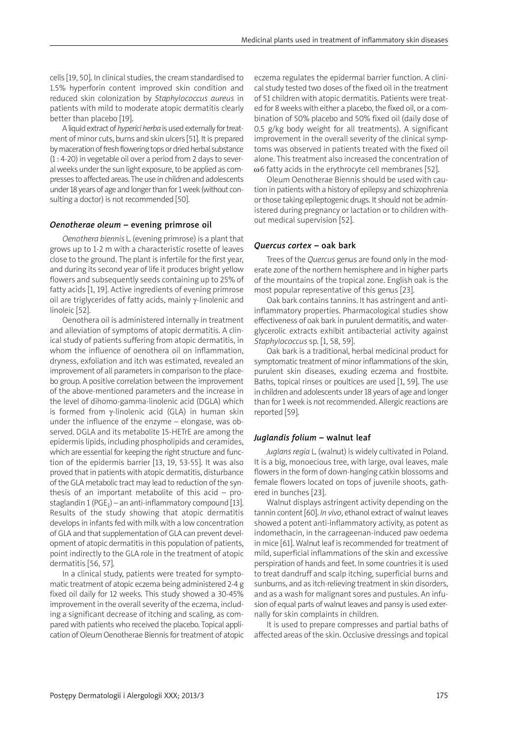cells [19, 50]. In clinical studies, the cream standardised to 1.5% hyperforin content improved skin condition and reduced skin colonization by *Staphylococcus aureus* in patients with mild to moderate atopic dermatitis clearly better than placebo [19].

A liquid extract of *hyperici herba* is used externally for treatment of minor cuts, burns and skin ulcers [51]. It is prepared by maceration of fresh flowering tops or dried herbal substance (1 : 4-20) in vegetable oil over a period from 2 days to several weeks under the sun light exposure, to be applied as compresses to affected areas. The use in children and adolescents under 18 years of age and longer than for 1 week (without consulting a doctor) is not recommended [50].

### *Oenotherae oleum* – evening primrose oil

*Oenothera biennis* L. (evening primrose) is a plant that grows up to 1-2 m with a characteristic rosette of leaves close to the ground. The plant is infertile for the first year, and during its second year of life it produces bright yellow flowers and subsequently seeds containing up to 25% of fatty acids [1, 19]. Active ingredients of evening primrose oil are triglycerides of fatty acids, mainly γ-linolenic and linoleic [52].

Oenothera oil is administered internally in treatment and alleviation of symptoms of atopic dermatitis. A clinical study of patients suffering from atopic dermatitis, in whom the influence of oenothera oil on inflammation, dryness, exfoliation and itch was estimated, revealed an improvement of all parameters in comparison to the placebo group. A positive correlation between the improvement of the above-mentioned parameters and the increase in the level of dihomo-gamma-linolenic acid (DGLA) which is formed from γ-linolenic acid (GLA) in human skin under the influence of the enzyme – elongase, was observed. DGLA and its metabolite 15-HETrE are among the epidermis lipids, including phospholipids and ceramides, which are essential for keeping the right structure and function of the epidermis barrier [13, 19, 53-55]. It was also proved that in patients with atopic dermatitis, disturbance of the GLA metabolic tract may lead to reduction of the synthesis of an important metabolite of this acid – prostaglandin 1 ($PGE_1$) – an anti-inflammatory compound [13]. Results of the study showing that atopic dermatitis develops in infants fed with milk with a low concentration of GLA and that supplementation of GLA can prevent development of atopic dermatitis in this population of patients, point indirectly to the GLA role in the treatment of atopic dermatitis [56, 57].

In a clinical study, patients were treated for symptomatic treatment of atopic eczema being administered 2-4 g fixed oil daily for 12 weeks. This study showed a 30-45% improvement in the overall severity of the eczema, including a significant decrease of itching and scaling, as compared with patients who received the placebo. Topical application of Oleum Oenotherae Biennis for treatment of atopic eczema regulates the epidermal barrier function. A clinical study tested two doses of the fixed oil in the treatment of 51 children with atopic dermatitis. Patients were treated for 8 weeks with either a placebo, the fixed oil, or a combination of 50% placebo and 50% fixed oil (daily dose of 0.5 g/kg body weight for all treatments). A significant improvement in the overall severity of the clinical symptoms was observed in patients treated with the fixed oil alone. This treatment also increased the concentration of ω6 fatty acids in the erythrocyte cell membranes [52].

Oleum Oenotherae Biennis should be used with caution in patients with a history of epilepsy and schizophrenia or those taking epileptogenic drugs. It should not be administered during pregnancy or lactation or to children without medical supervision [52].

### *Quercus cortex* – oak bark

Trees of the *Quercus* genus are found only in the moderate zone of the northern hemisphere and in higher parts of the mountains of the tropical zone. English oak is the most popular representative of this genus [23].

Oak bark contains tannins. It has astringent and anti-inflammatory properties. Pharmacological studies show effectiveness of oak bark in purulent dermatitis, and water-glycerolic extracts exhibit antibacterial activity against *Staphylococcus* sp. [1, 58, 59].

Oak bark is a traditional, herbal medicinal product for symptomatic treatment of minor inflammations of the skin, purulent skin diseases, exuding eczema and frostbite. Baths, topical rinses or poultices are used [1, 59]. The use in children and adolescents under 18 years of age and longer than for 1 week is not recommended. Allergic reactions are reported [59].

### *Juglandis folium* – walnut leaf

*Juglans regia* L. (walnut) is widely cultivated in Poland. It is a big, monoecious tree, with large, oval leaves, male flowers in the form of down-hanging catkin blossoms and female flowers located on tops of juvenile shoots, gathered in bunches [23].

Walnut displays astringent activity depending on the tannin content [60]. *In vivo*, ethanol extract of walnut leaves showed a potent anti-inflammatory activity, as potent as indomethacin, in the carrageenan-induced paw oedema in mice [61]. Walnut leaf is recommended for treatment of mild, superficial inflammations of the skin and excessive perspiration of hands and feet. In some countries it is used to treat dandruff and scalp itching, superficial burns and sunburns, and as itch-relieving treatment in skin disorders, and as a wash for malignant sores and pustules. An infusion of equal parts of walnut leaves and pansy is used externally for skin complaints in children.

It is used to prepare compresses and partial baths of affected areas of the skin. Occlusive dressings and topical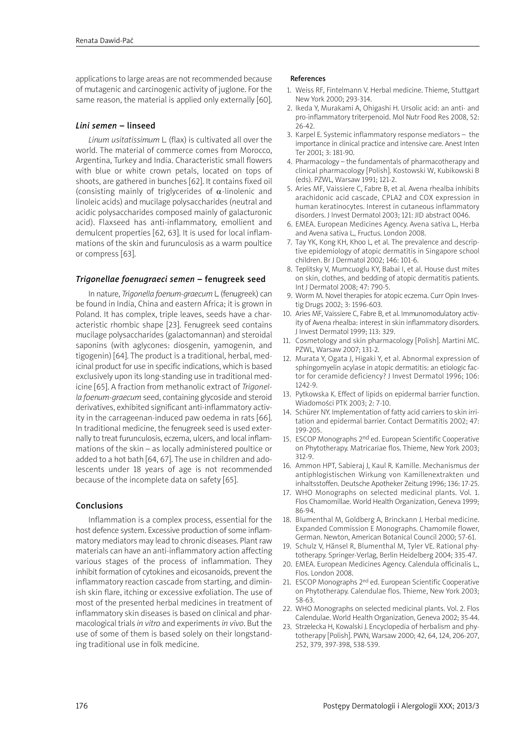applications to large areas are not recommended because of mutagenic and carcinogenic activity of juglone. For the same reason, the material is applied only externally [60].

### *Lini semen* – linseed

*Linum usitatissimum* L. (flax) is cultivated all over the world. The material of commerce comes from Morocco, Argentina, Turkey and India. Characteristic small flowers with blue or white crown petals, located on tops of shoots, are gathered in bunches [62]. It contains fixed oil (consisting mainly of triglycerides of $\alpha$-linolenic and linoleic acids) and mucilage polysaccharides (neutral and acidic polysaccharides composed mainly of galacturonic acid). Flaxseed has anti-inflammatory, emollient and demulcent properties [62, 63]. It is used for local inflammations of the skin and furunculosis as a warm poultice or compress [63].

### *Trigonellae foenugraeci semen* – fenugreek seed

In nature, *Trigonella foenum-graecum* L. (fenugreek) can be found in India, China and eastern Africa; it is grown in Poland. It has complex, triple leaves, seeds have a characteristic rhombic shape [23]. Fenugreek seed contains mucilage polysaccharides (galactomannan) and steroidal saponins (with aglycones: diosgenin, yamogenin, and tigogenin) [64]. The product is a traditional, herbal, medicinal product for use in specific indications, which is based exclusively upon its long-standing use in traditional medicine [65]. A fraction from methanolic extract of *Trigonella foenum-graecum* seed, containing glycoside and steroid derivatives, exhibited significant anti-inflammatory activity in the carrageenan-induced paw oedema in rats [66]. In traditional medicine, the fenugreek seed is used externally to treat furunculosis, eczema, ulcers, and local inflammations of the skin – as locally administered poultice or added to a hot bath [64, 67]. The use in children and adolescents under 18 years of age is not recommended because of the incomplete data on safety [65].

## Conclusions

Inflammation is a complex process, essential for the host defence system. Excessive production of some inflammatory mediators may lead to chronic diseases. Plant raw materials can have an anti-inflammatory action affecting various stages of the process of inflammation. They inhibit formation of cytokines and eicosanoids, prevent the inflammatory reaction cascade from starting, and diminish skin flare, itching or excessive exfoliation. The use of most of the presented herbal medicines in treatment of inflammatory skin diseases is based on clinical and pharmacological trials *in vitro* and experiments *in vivo*. But the use of some of them is based solely on their longstanding traditional use in folk medicine.

#### References

1. Weiss RF, Fintelmann V. Herbal medicine. Thieme, Stuttgart New York 2000; 293-314.
2. Ikeda Y, Murakami A, Ohigashi H. Ursolic acid: an anti- and pro-inflammatory triterpenoid. Mol Nutr Food Res 2008, 52: 26-42.
3. Karpel E. Systemic inflammatory response mediators – the importance in clinical practice and intensive care. Anest Inten Ter 2001; 3: 181-90.
4. Pharmacology – the fundamentals of pharmacotherapy and clinical pharmacology [Polish]. Kostowski W, Kubikowski B (eds). PZWL, Warsaw 1991; 121-2.
5. Aries MF, Vaissiere C, Fabre B, et al. Avena rhealba inhibits arachidonic acid cascade, CPLA2 and COX expression in human keratinocytes. Interest in cutaneous inflammatory disorders. J Invest Dermatol 2003; 121: JID abstract 0046.
6. EMEA. European Medicines Agency. Avena sativa L., Herba and Avena sativa L., Fructus. London 2008.
7. Tay YK, Kong KH, Khoo L, et al. The prevalence and descriptive epidemiology of atopic dermatitis in Singapore school children. Br J Dermatol 2002; 146: 101-6.
8. Teplitsky V, Mumcuoglu KY, Babai I, et al. House dust mites on skin, clothes, and bedding of atopic dermatitis patients. Int J Dermatol 2008; 47: 790-5.
9. Worm M. Novel therapies for atopic eczema. Curr Opin Investig Drugs 2002; 3: 1596-603.
10. Aries MF, Vaissiere C, Fabre B, et al. Immunomodulatory activity of Avena rhealba: interest in skin inflammatory disorders. J Invest Dermatol 1999; 113: 329.
11. Cosmetology and skin pharmacology [Polish]. Martini MC. PZWL, Warsaw 2007; 131-2.
12. Murata Y, Ogata J, Higaki Y, et al. Abnormal expression of sphingomyelin acylase in atopic dermatitis: an etiologic factor for ceramide deficiency? J Invest Dermatol 1996; 106: 1242-9.
13. Pytkowska K. Effect of lipids on epidermal barrier function. Wiadomości PTK 2003; 2: 7-10.
14. Schürer NY. Implementation of fatty acid carriers to skin irritation and epidermal barrier. Contact Dermatitis 2002; 47: 199-205.
15. ESCOP Monographs 2nd ed. European Scientific Cooperative on Phytotherapy. Matricariae flos. Thieme, New York 2003; 312-9.
16. Ammon HPT, Sabieraj J, Kaul R. Kamille. Mechanismus der antiphlogistischen Wirkung von Kamillenextrakten und inhaltsstoffen. Deutsche Apotheker Zeitung 1996; 136: 17-25.
17. WHO Monographs on selected medicinal plants. Vol. 1. Flos Chamomillae. World Health Organization, Geneva 1999; 86-94.
18. Blumenthal M, Goldberg A, Brinckann J. Herbal medicine. Expanded Commission E Monographs. Chamomile flower, German. Newton, American Botanical Council 2000; 57-61.
19. Schulz V, Hänsel R, Blumenthal M, Tyler VE. Rational phytotherapy. Springer-Verlag, Berlin Heidelberg 2004; 335-47.
20. EMEA. European Medicines Agency. Calendula officinalis L., Flos. London 2008.
21. ESCOP Monographs 2nd ed. European Scientific Cooperative on Phytotherapy. Calendulae flos. Thieme, New York 2003; 58-63.
22. WHO Monographs on selected medicinal plants. Vol. 2. Flos Calendulae. World Health Organization, Geneva 2002; 35-44.
23. Strzelecka H, Kowalski J. Encyclopedia of herbalism and phytotherapy [Polish]. PWN, Warsaw 2000; 42, 64, 124, 206-207, 252, 379, 397-398, 538-539.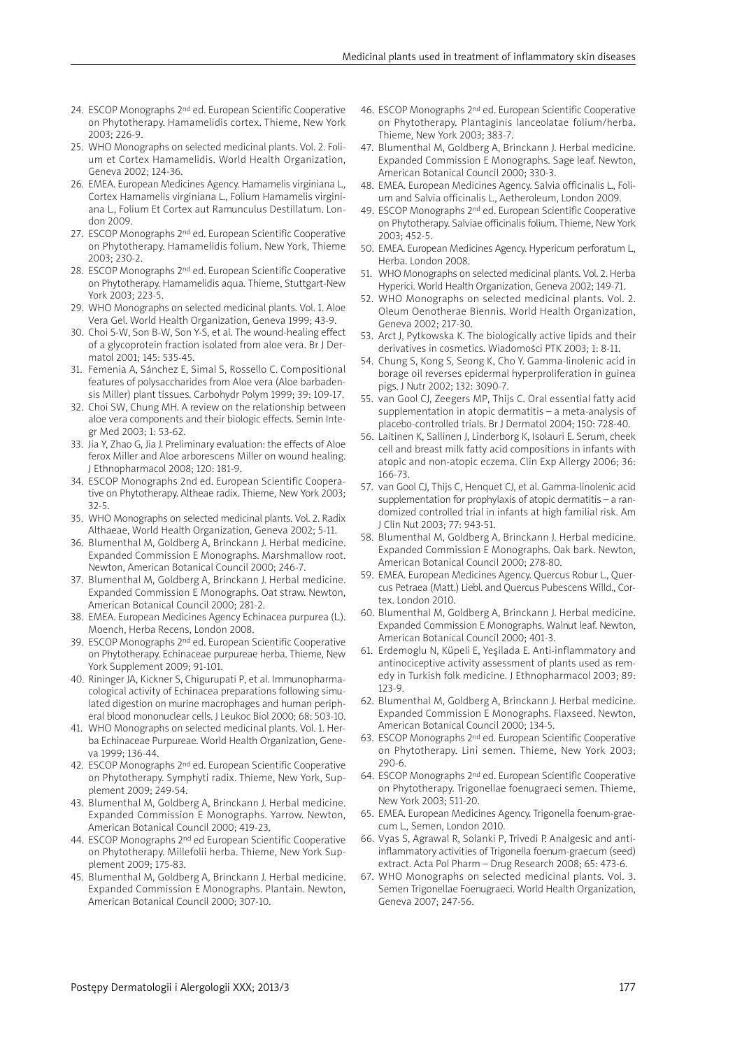24. ESCOP Monographs 2nd ed. European Scientific Cooperative on Phytotherapy. Hamamelidis cortex. Thieme, New York 2003; 226-9.
25. WHO Monographs on selected medicinal plants. Vol. 2. Folium et Cortex Hamamelidis. World Health Organization, Geneva 2002; 124-36.
26. EMEA. European Medicines Agency. Hamamelis virginiana L., Cortex Hamamelis virginiana L., Folium Hamamelis virginiana L., Folium Et Cortex aut Ramunculus Destillatum. London 2009.
27. ESCOP Monographs 2nd ed. European Scientific Cooperative on Phytotherapy. Hamamelidis folium. New York, Thieme 2003; 230-2.
28. ESCOP Monographs 2nd ed. European Scientific Cooperative on Phytotherapy. Hamamelidis aqua. Thieme, Stuttgart-New York 2003; 223-5.
29. WHO Monographs on selected medicinal plants. Vol. 1. Aloe Vera Gel. World Health Organization, Geneva 1999; 43-9.
30. Choi S-W, Son B-W, Son Y-S, et al. The wound-healing effect of a glycoprotein fraction isolated from aloe vera. Br J Dermatol 2001; 145: 535-45.
31. Femenia A, Sánchez E, Simal S, Rossello C. Compositional features of polysaccharides from Aloe vera (Aloe barbadensis Miller) plant tissues. Carbohydr Polym 1999; 39: 109-17.
32. Choi SW, Chung MH. A review on the relationship between aloe vera components and their biologic effects. Semin Integr Med 2003; 1: 53-62.
33. Jia Y, Zhao G, Jia J. Preliminary evaluation: the effects of Aloe ferox Miller and Aloe arborescens Miller on wound healing. J Ethnopharmacol 2008; 120: 181-9.
34. ESCOP Monographs 2nd ed. European Scientific Cooperative on Phytotherapy. Altheae radix. Thieme, New York 2003; 32-5.
35. WHO Monographs on selected medicinal plants. Vol. 2. Radix Althaeae, World Health Organization, Geneva 2002; 5-11.
36. Blumenthal M, Goldberg A, Brinckann J. Herbal medicine. Expanded Commission E Monographs. Marshmallow root. Newton, American Botanical Council 2000; 246-7.
37. Blumenthal M, Goldberg A, Brinckann J. Herbal medicine. Expanded Commission E Monographs. Oat straw. Newton, American Botanical Council 2000; 281-2.
38. EMEA. European Medicines Agency Echinacea purpurea (L.). Moench, Herba Recens, London 2008.
39. ESCOP Monographs 2nd ed. European Scientific Cooperative on Phytotherapy. Echinaceae purpureae herba. Thieme, New York Supplement 2009; 91-101.
40. Rininger JA, Kickner S, Chigurupati P, et al. Immunopharmacological activity of Echinacea preparations following simulated digestion on murine macrophages and human peripheral blood mononuclear cells. J Leukoc Biol 2000; 68: 503-10.
41. WHO Monographs on selected medicinal plants. Vol. 1. Herba Echinaceae Purpureae. World Health Organization, Geneva 1999; 136-44.
42. ESCOP Monographs 2nd ed. European Scientific Cooperative on Phytotherapy. Symphyti radix. Thieme, New York, Supplement 2009; 249-54.
43. Blumenthal M, Goldberg A, Brinckann J. Herbal medicine. Expanded Commission E Monographs. Yarrow. Newton, American Botanical Council 2000; 419-23.
44. ESCOP Monographs 2nd ed European Scientific Cooperative on Phytotherapy. Millefolii herba. Thieme, New York Supplement 2009; 175-83.
45. Blumenthal M, Goldberg A, Brinckann J. Herbal medicine. Expanded Commission E Monographs. Plantain. Newton, American Botanical Council 2000; 307-10.
46. ESCOP Monographs 2nd ed. European Scientific Cooperative on Phytotherapy. Plantaginis lanceolatae folium/herba. Thieme, New York 2003; 383-7.
47. Blumenthal M, Goldberg A, Brinckann J. Herbal medicine. Expanded Commission E Monographs. Sage leaf. Newton, American Botanical Council 2000; 330-3.
48. EMEA. European Medicines Agency. Salvia officinalis L., Folium and Salvia officinalis L., Aetheroleum, London 2009.
49. ESCOP Monographs 2nd ed. European Scientific Cooperative on Phytotherapy. Salviae officinalis folium. Thieme, New York 2003; 452-5.
50. EMEA. European Medicines Agency. Hypericum perforatum L., Herba. London 2008.
51. WHO Monographs on selected medicinal plants. Vol. 2. Herba Hyperici. World Health Organization, Geneva 2002; 149-71.
52. WHO Monographs on selected medicinal plants. Vol. 2. Oleum Oenotherae Biennis. World Health Organization, Geneva 2002; 217-30.
53. Arct J, Pytkowska K. The biologically active lipids and their derivatives in cosmetics. Wiadomości PTK 2003; 1: 8-11.
54. Chung S, Kong S, Seong K, Cho Y. Gamma-linolenic acid in borage oil reverses epidermal hyperproliferation in guinea pigs. J Nutr 2002; 132: 3090-7.
55. van Gool CJ, Zeegers MP, Thijs C. Oral essential fatty acid supplementation in atopic dermatitis – a meta-analysis of placebo-controlled trials. Br J Dermatol 2004; 150: 728-40.
56. Laitinen K, Sallinen J, Linderborg K, Isolauri E. Serum, cheek cell and breast milk fatty acid compositions in infants with atopic and non-atopic eczema. Clin Exp Allergy 2006; 36: 166-73.
57. van Gool CJ, Thijs C, Henquet CJ, et al. Gamma-linolenic acid supplementation for prophylaxis of atopic dermatitis – a randomized controlled trial in infants at high familial risk. Am J Clin Nut 2003; 77: 943-51.
58. Blumenthal M, Goldberg A, Brinckann J. Herbal medicine. Expanded Commission E Monographs. Oak bark. Newton, American Botanical Council 2000; 278-80.
59. EMEA. European Medicines Agency. Quercus Robur L., Quercus Petraea (Matt.) Liebl. and Quercus Pubescens Willd., Cortex. London 2010.
60. Blumenthal M, Goldberg A, Brinckann J. Herbal medicine. Expanded Commission E Monographs. Walnut leaf. Newton, American Botanical Council 2000; 401-3.
61. Erdemoglu N, Küpeli E, Yeşilada E. Anti-inflammatory and antinociceptive activity assessment of plants used as remedy in Turkish folk medicine. J Ethnopharmacol 2003; 89: 123-9.
62. Blumenthal M, Goldberg A, Brinckann J. Herbal medicine. Expanded Commission E Monographs. Flaxseed. Newton, American Botanical Council 2000; 134-5.
63. ESCOP Monographs 2nd ed. European Scientific Cooperative on Phytotherapy. Lini semen. Thieme, New York 2003; 290-6.
64. ESCOP Monographs 2nd ed. European Scientific Cooperative on Phytotherapy. Trigonellae foenugraeci semen. Thieme, New York 2003; 511-20.
65. EMEA. European Medicines Agency. Trigonella foenum-graecum L., Semen, London 2010.
66. Vyas S, Agrawal R, Solanki P, Trivedi P. Analgesic and anti-inflammatory activities of Trigonella foenum-graecum (seed) extract. Acta Pol Pharm – Drug Research 2008; 65: 473-6.
67. WHO Monographs on selected medicinal plants. Vol. 3. Semen Trigonellae Foenugraeci. World Health Organization, Geneva 2007; 247-56.